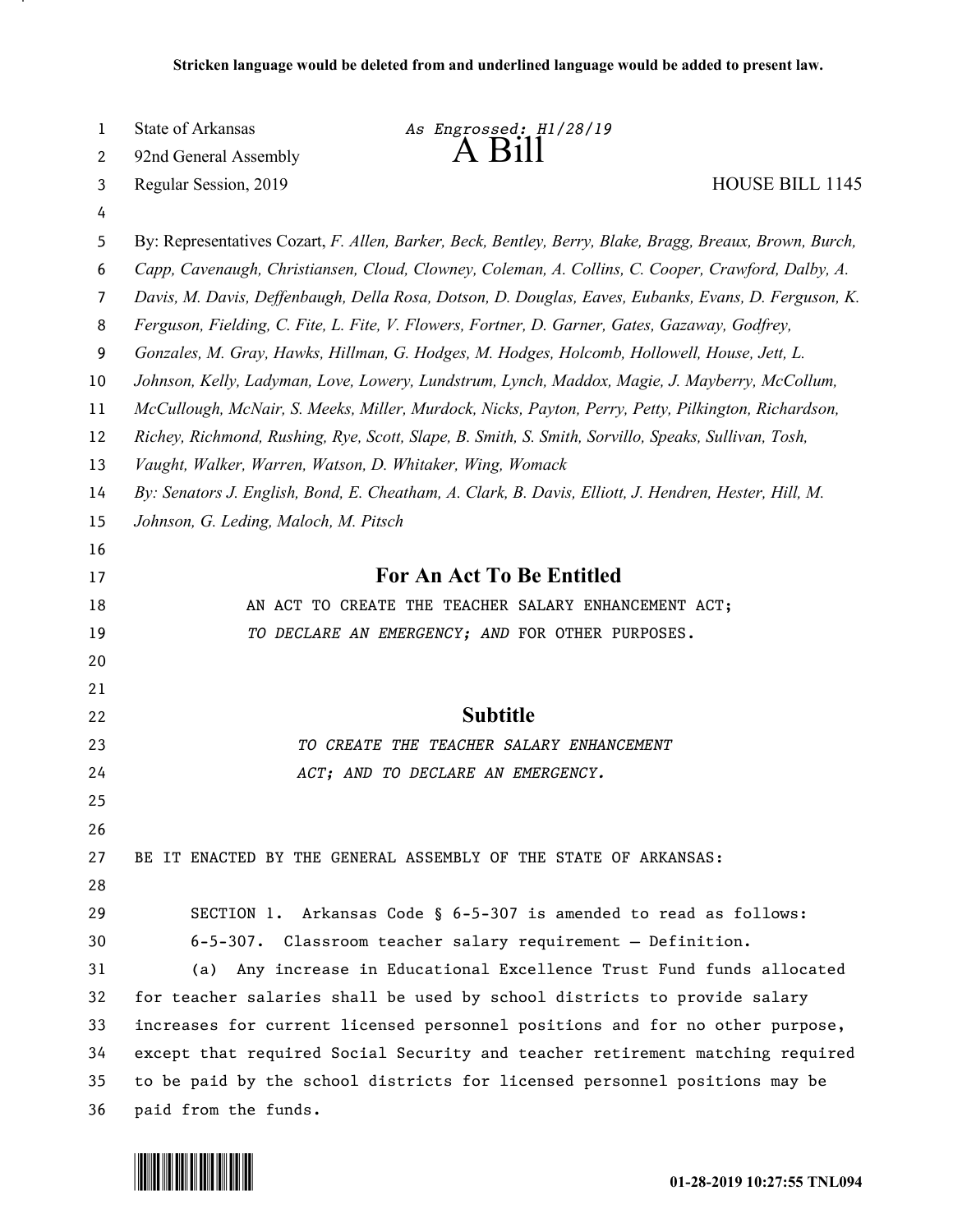Stricken language would be deleted from and underlined language would be added to present law.

State of Arkansas *As Engrossed: H1/28/19*
92nd General Assembly
# A Bill
Regular Session, 2019 HOUSE BILL 1145

By: Representatives Cozart, *F. Allen, Barker, Beck, Bentley, Berry, Blake, Bragg, Breaux, Brown, Burch, Capp, Cavenaugh, Christiansen, Cloud, Clowney, Coleman, A. Collins, C. Cooper, Crawford, Dalby, A. Davis, M. Davis, Deffenbaugh, Della Rosa, Dotson, D. Douglas, Eaves, Eubanks, Evans, D. Ferguson, K. Ferguson, Fielding, C. Fite, L. Fite, V. Flowers, Fortner, D. Garner, Gates, Gazaway, Godfrey, Gonzales, M. Gray, Hawks, Hillman, G. Hodges, M. Hodges, Holcomb, Hollowell, House, Jett, L. Johnson, Kelly, Ladyman, Love, Lowery, Lundstrum, Lynch, Maddox, Magie, J. Mayberry, McCollum, McCullough, McNair, S. Meeks, Miller, Murdock, Nicks, Payton, Perry, Petty, Pilkington, Richardson, Richey, Richmond, Rushing, Rye, Scott, Slape, B. Smith, S. Smith, Sorvillo, Speaks, Sullivan, Tosh, Vaught, Walker, Warren, Watson, D. Whitaker, Wing, Womack*
*By: Senators J. English, Bond, E. Cheatham, A. Clark, B. Davis, Elliott, J. Hendren, Hester, Hill, M. Johnson, G. Leding, Maloch, M. Pitsch*

## For An Act To Be Entitled

AN ACT TO CREATE THE TEACHER SALARY ENHANCEMENT ACT; *TO DECLARE AN EMERGENCY; AND* FOR OTHER PURPOSES.

## Subtitle

*TO CREATE THE TEACHER SALARY ENHANCEMENT ACT; AND TO DECLARE AN EMERGENCY.*

BE IT ENACTED BY THE GENERAL ASSEMBLY OF THE STATE OF ARKANSAS:

SECTION 1. Arkansas Code § 6-5-307 is amended to read as follows:

6-5-307. Classroom teacher salary requirement — Definition.

(a) Any increase in Educational Excellence Trust Fund funds allocated for teacher salaries shall be used by school districts to provide salary increases for current licensed personnel positions and for no other purpose, except that required Social Security and teacher retirement matching required to be paid by the school districts for licensed personnel positions may be paid from the funds.

01-28-2019 10:27:55 TNL094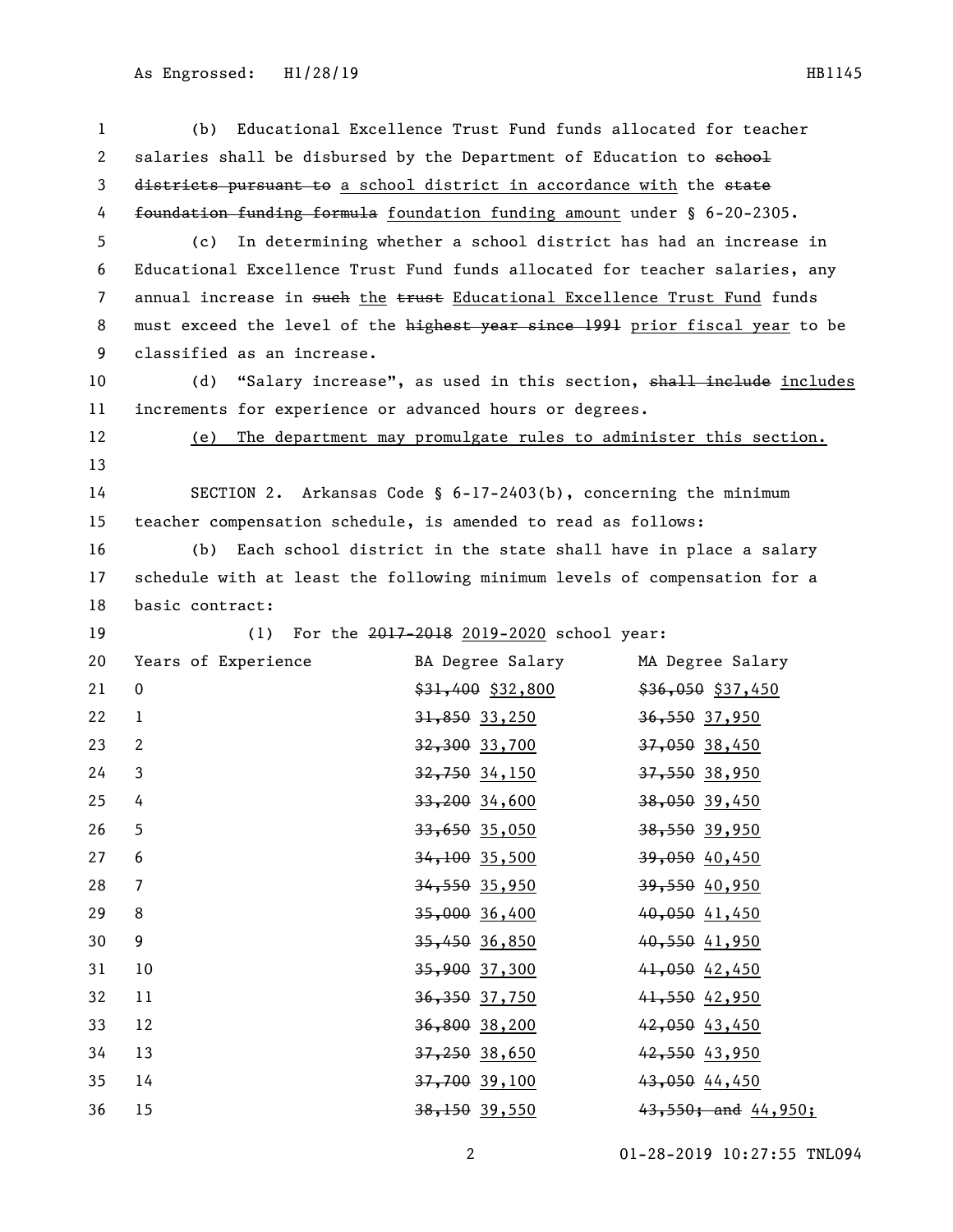(b) Educational Excellence Trust Fund funds allocated for teacher salaries shall be disbursed by the Department of Education to ~~school districts pursuant to~~ a school district in accordance with the ~~state foundation funding formula~~ foundation funding amount under § 6-20-2305.

(c) In determining whether a school district has had an increase in Educational Excellence Trust Fund funds allocated for teacher salaries, any annual increase in ~~such~~ the ~~trust~~ Educational Excellence Trust Fund funds must exceed the level of the ~~highest year since 1991~~ prior fiscal year to be classified as an increase.

(d) "Salary increase", as used in this section, ~~shall include~~ includes increments for experience or advanced hours or degrees.

(e) The department may promulgate rules to administer this section.

SECTION 2. Arkansas Code § 6-17-2403(b), concerning the minimum teacher compensation schedule, is amended to read as follows:

(b) Each school district in the state shall have in place a salary schedule with at least the following minimum levels of compensation for a basic contract:

(1) For the ~~2017-2018~~ 2019-2020 school year:

| Years of Experience | BA Degree Salary | MA Degree Salary |
|---|---|---|
| 0 | ~~$31,400~~ $32,800 | ~~$36,050~~ $37,450 |
| 1 | ~~31,850~~ 33,250 | ~~36,550~~ 37,950 |
| 2 | ~~32,300~~ 33,700 | ~~37,050~~ 38,450 |
| 3 | ~~32,750~~ 34,150 | ~~37,550~~ 38,950 |
| 4 | ~~33,200~~ 34,600 | ~~38,050~~ 39,450 |
| 5 | ~~33,650~~ 35,050 | ~~38,550~~ 39,950 |
| 6 | ~~34,100~~ 35,500 | ~~39,050~~ 40,450 |
| 7 | ~~34,550~~ 35,950 | ~~39,550~~ 40,950 |
| 8 | ~~35,000~~ 36,400 | ~~40,050~~ 41,450 |
| 9 | ~~35,450~~ 36,850 | ~~40,550~~ 41,950 |
| 10 | ~~35,900~~ 37,300 | ~~41,050~~ 42,450 |
| 11 | ~~36,350~~ 37,750 | ~~41,550~~ 42,950 |
| 12 | ~~36,800~~ 38,200 | ~~42,050~~ 43,450 |
| 13 | ~~37,250~~ 38,650 | ~~42,550~~ 43,950 |
| 14 | ~~37,700~~ 39,100 | ~~43,050~~ 44,450 |
| 15 | ~~38,150~~ 39,550 | ~~43,550; and~~ 44,950; |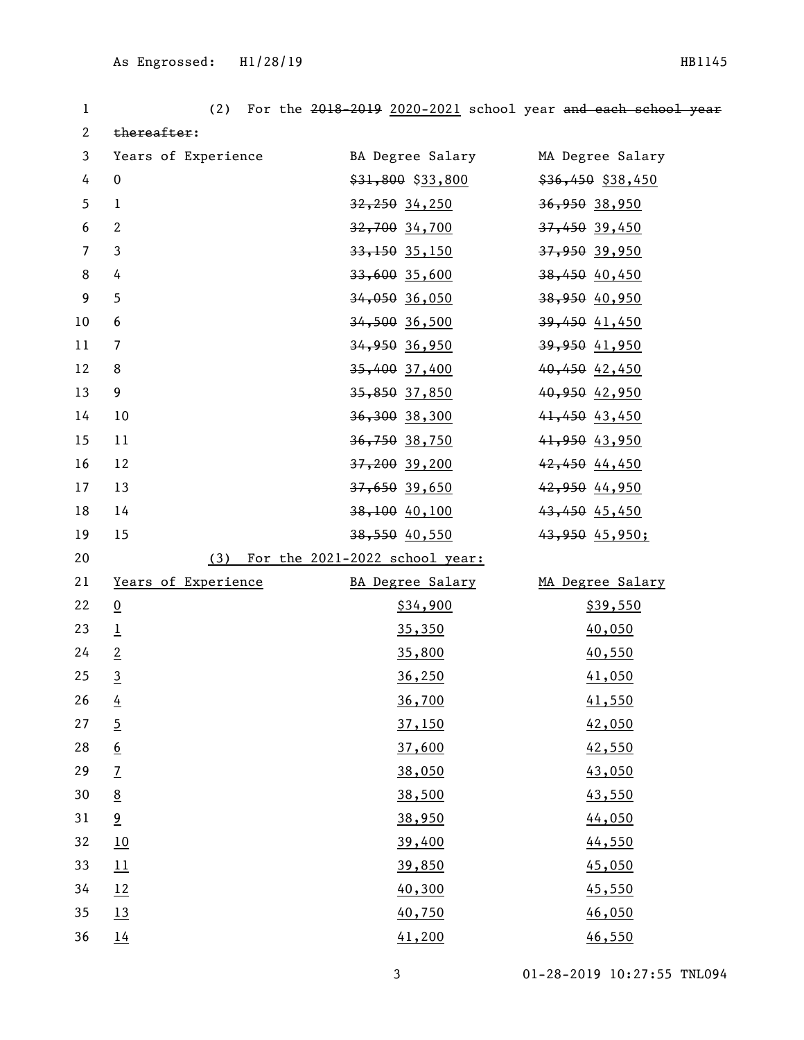(2) For the ~~2018-2019~~ <u>2020-2021</u> school year ~~and each school year thereafter~~:

| Years of Experience | BA Degree Salary | MA Degree Salary |
|---|---|---|
| 0 | ~~$31,800~~ $<u>33,800</u> | ~~$36,450~~ $<u>38,450</u> |
| 1 | ~~32,250~~ <u>34,250</u> | ~~36,950~~ <u>38,950</u> |
| 2 | ~~32,700~~ <u>34,700</u> | ~~37,450~~ <u>39,450</u> |
| 3 | ~~33,150~~ <u>35,150</u> | ~~37,950~~ <u>39,950</u> |
| 4 | ~~33,600~~ <u>35,600</u> | ~~38,450~~ <u>40,450</u> |
| 5 | ~~34,050~~ <u>36,050</u> | ~~38,950~~ <u>40,950</u> |
| 6 | ~~34,500~~ <u>36,500</u> | ~~39,450~~ <u>41,450</u> |
| 7 | ~~34,950~~ <u>36,950</u> | ~~39,950~~ <u>41,950</u> |
| 8 | ~~35,400~~ <u>37,400</u> | ~~40,450~~ <u>42,450</u> |
| 9 | ~~35,850~~ <u>37,850</u> | ~~40,950~~ <u>42,950</u> |
| 10 | ~~36,300~~ <u>38,300</u> | ~~41,450~~ <u>43,450</u> |
| 11 | ~~36,750~~ <u>38,750</u> | ~~41,950~~ <u>43,950</u> |
| 12 | ~~37,200~~ <u>39,200</u> | ~~42,450~~ <u>44,450</u> |
| 13 | ~~37,650~~ <u>39,650</u> | ~~42,950~~ <u>44,950</u> |
| 14 | ~~38,100~~ <u>40,100</u> | ~~43,450~~ <u>45,450</u> |
| 15 | ~~38,550~~ <u>40,550</u> | ~~43,950~~ <u>45,950;</u> |

<u>(3) For the 2021-2022 school year:</u>

| <u>Years of Experience</u> | <u>BA Degree Salary</u> | <u>MA Degree Salary</u> |
|---|---|---|
| <u>0</u> | <u>$34,900</u> | <u>$39,550</u> |
| <u>1</u> | <u>35,350</u> | <u>40,050</u> |
| <u>2</u> | <u>35,800</u> | <u>40,550</u> |
| <u>3</u> | <u>36,250</u> | <u>41,050</u> |
| <u>4</u> | <u>36,700</u> | <u>41,550</u> |
| <u>5</u> | <u>37,150</u> | <u>42,050</u> |
| <u>6</u> | <u>37,600</u> | <u>42,550</u> |
| <u>7</u> | <u>38,050</u> | <u>43,050</u> |
| <u>8</u> | <u>38,500</u> | <u>43,550</u> |
| <u>9</u> | <u>38,950</u> | <u>44,050</u> |
| <u>10</u> | <u>39,400</u> | <u>44,550</u> |
| <u>11</u> | <u>39,850</u> | <u>45,050</u> |
| <u>12</u> | <u>40,300</u> | <u>45,550</u> |
| <u>13</u> | <u>40,750</u> | <u>46,050</u> |
| <u>14</u> | <u>41,200</u> | <u>46,550</u> |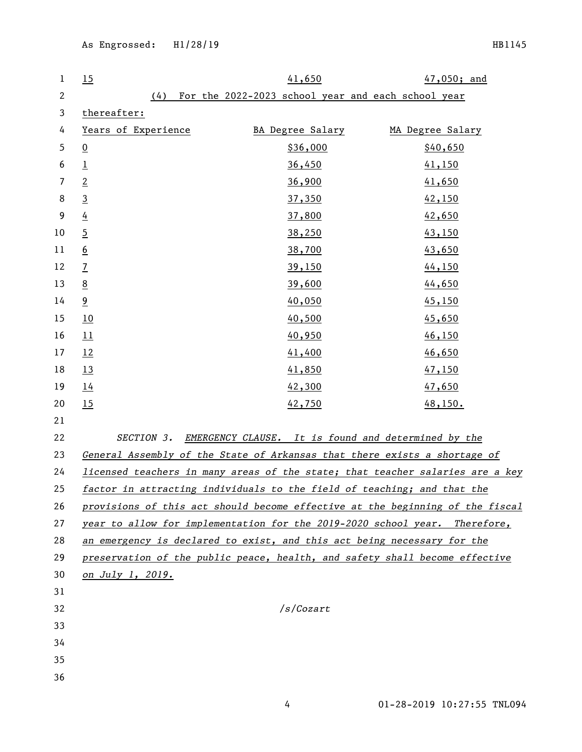| | | |
|---|---|---|
| 15 | 41,650 | 47,050; and |

(4) For the 2022-2023 school year and each school year thereafter:

| Years of Experience | BA Degree Salary | MA Degree Salary |
|---|---|---|
| 0 | $36,000 | $40,650 |
| 1 | 36,450 | 41,150 |
| 2 | 36,900 | 41,650 |
| 3 | 37,350 | 42,150 |
| 4 | 37,800 | 42,650 |
| 5 | 38,250 | 43,150 |
| 6 | 38,700 | 43,650 |
| 7 | 39,150 | 44,150 |
| 8 | 39,600 | 44,650 |
| 9 | 40,050 | 45,150 |
| 10 | 40,500 | 45,650 |
| 11 | 40,950 | 46,150 |
| 12 | 41,400 | 46,650 |
| 13 | 41,850 | 47,150 |
| 14 | 42,300 | 47,650 |
| 15 | 42,750 | 48,150. |

*SECTION 3. EMERGENCY CLAUSE. It is found and determined by the General Assembly of the State of Arkansas that there exists a shortage of licensed teachers in many areas of the state; that teacher salaries are a key factor in attracting individuals to the field of teaching; and that the provisions of this act should become effective at the beginning of the fiscal year to allow for implementation for the 2019-2020 school year. Therefore, an emergency is declared to exist, and this act being necessary for the preservation of the public peace, health, and safety shall become effective on July 1, 2019.*

/s/Cozart